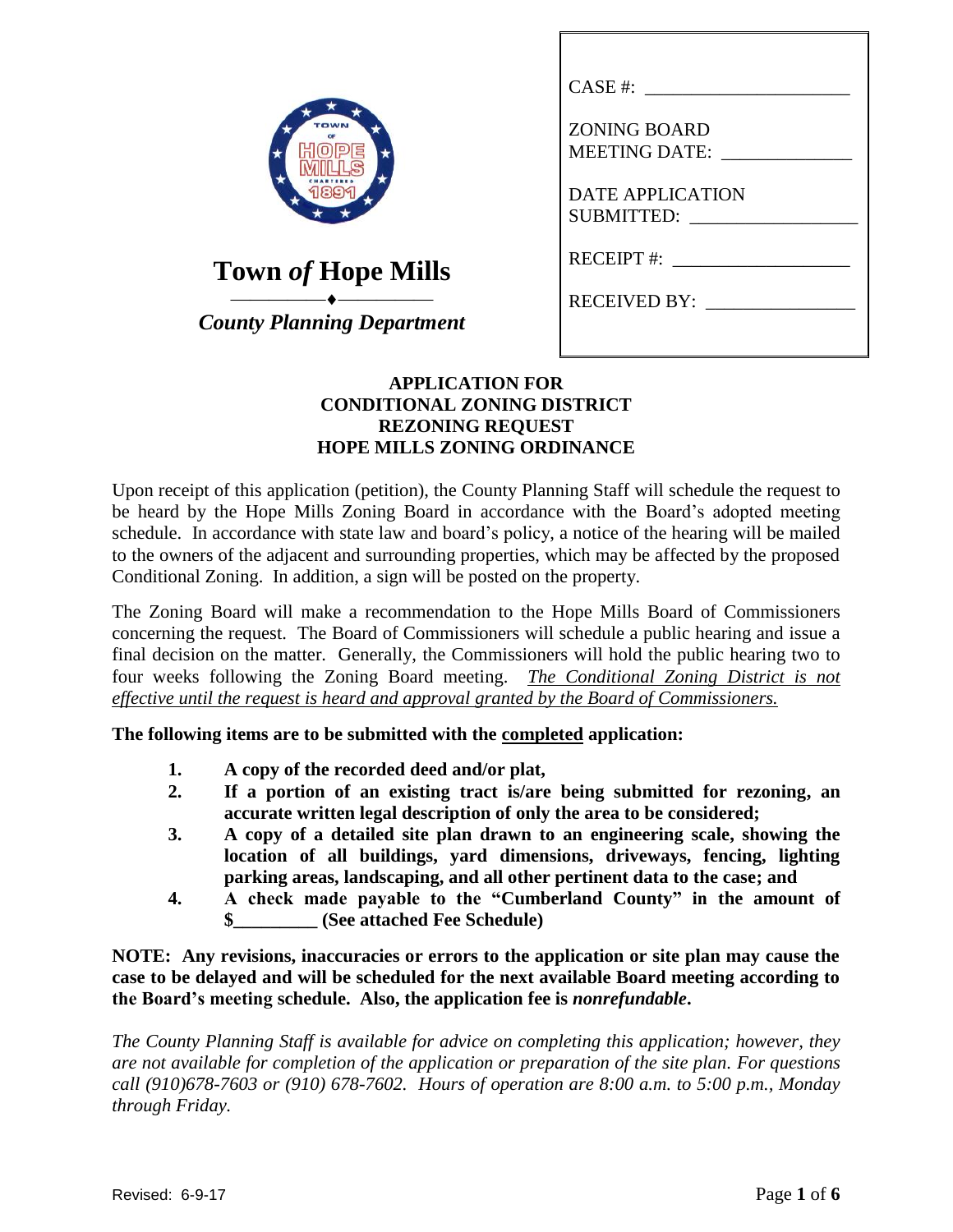# Town *of* Hope Mills

*County Planning Department*

CASE #: ______________________

ZONING BOARD MEETING DATE: ______________

DATE APPLICATION SUBMITTED: __________________

RECEIPT #: ___________________

RECEIVED BY: ________________

**APPLICATION FOR**
**CONDITIONAL ZONING DISTRICT**
**REZONING REQUEST**
**HOPE MILLS ZONING ORDINANCE**

Upon receipt of this application (petition), the County Planning Staff will schedule the request to be heard by the Hope Mills Zoning Board in accordance with the Board's adopted meeting schedule. In accordance with state law and board's policy, a notice of the hearing will be mailed to the owners of the adjacent and surrounding properties, which may be affected by the proposed Conditional Zoning. In addition, a sign will be posted on the property.

The Zoning Board will make a recommendation to the Hope Mills Board of Commissioners concerning the request. The Board of Commissioners will schedule a public hearing and issue a final decision on the matter. Generally, the Commissioners will hold the public hearing two to four weeks following the Zoning Board meeting. *The Conditional Zoning District is not effective until the request is heard and approval granted by the Board of Commissioners.*

**The following items are to be submitted with the completed application:**

1. **A copy of the recorded deed and/or plat,**
2. **If a portion of an existing tract is/are being submitted for rezoning, an accurate written legal description of only the area to be considered;**
3. **A copy of a detailed site plan drawn to an engineering scale, showing the location of all buildings, yard dimensions, driveways, fencing, lighting parking areas, landscaping, and all other pertinent data to the case; and**
4. **A check made payable to the "Cumberland County" in the amount of $_________ (See attached Fee Schedule)**

**NOTE: Any revisions, inaccuracies or errors to the application or site plan may cause the case to be delayed and will be scheduled for the next available Board meeting according to the Board's meeting schedule. Also, the application fee is *nonrefundable*.**

*The County Planning Staff is available for advice on completing this application; however, they are not available for completion of the application or preparation of the site plan. For questions call (910)678-7603 or (910) 678-7602. Hours of operation are 8:00 a.m. to 5:00 p.m., Monday through Friday.*

Revised: 6-9-17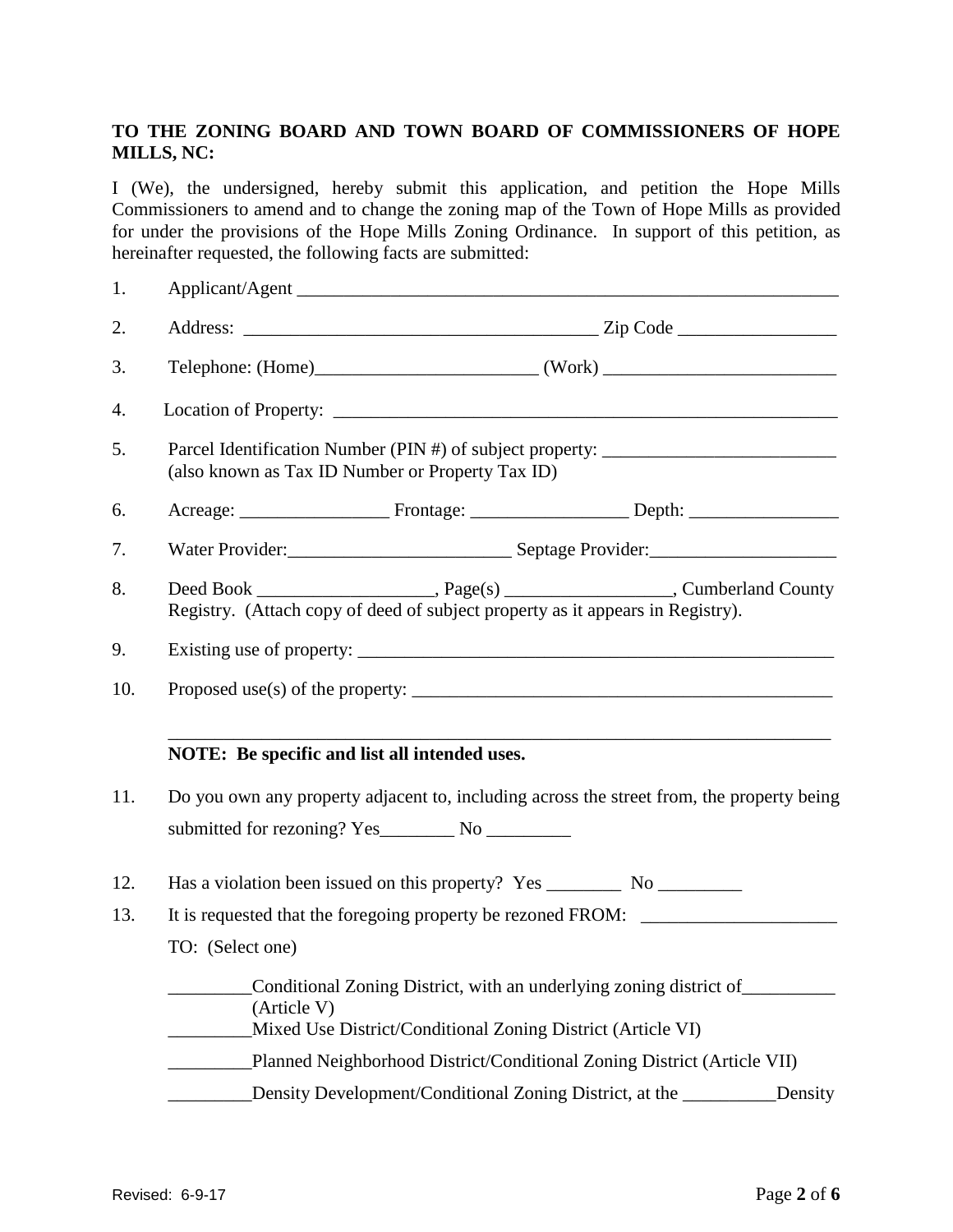**TO THE ZONING BOARD AND TOWN BOARD OF COMMISSIONERS OF HOPE MILLS, NC:**

I (We), the undersigned, hereby submit this application, and petition the Hope Mills Commissioners to amend and to change the zoning map of the Town of Hope Mills as provided for under the provisions of the Hope Mills Zoning Ordinance. In support of this petition, as hereinafter requested, the following facts are submitted:

1. Applicant/Agent ____________________________________________________________
2. Address: ______________________________________ Zip Code _________________
3. Telephone: (Home)________________________ (Work) _________________________
4. Location of Property: ____________________________________________________
5. Parcel Identification Number (PIN #) of subject property: _________________________
   (also known as Tax ID Number or Property Tax ID)
6. Acreage: ________________ Frontage: _________________ Depth: ________________
7. Water Provider:________________________ Septage Provider:____________________
8. Deed Book ___________________, Page(s) __________________, Cumberland County Registry. (Attach copy of deed of subject property as it appears in Registry).
9. Existing use of property: _____________________________________________________
10. Proposed use(s) of the property: _______________________________________________

    ________________________________________________________________________

    **NOTE: Be specific and list all intended uses.**
11. Do you own any property adjacent to, including across the street from, the property being submitted for rezoning? Yes________ No _________
12. Has a violation been issued on this property? Yes ________ No _________
13. It is requested that the foregoing property be rezoned FROM: _____________________

    TO: (Select one)

    _________Conditional Zoning District, with an underlying zoning district of__________ (Article V)

    _________Mixed Use District/Conditional Zoning District (Article VI)

    _________Planned Neighborhood District/Conditional Zoning District (Article VII)

    _________Density Development/Conditional Zoning District, at the __________Density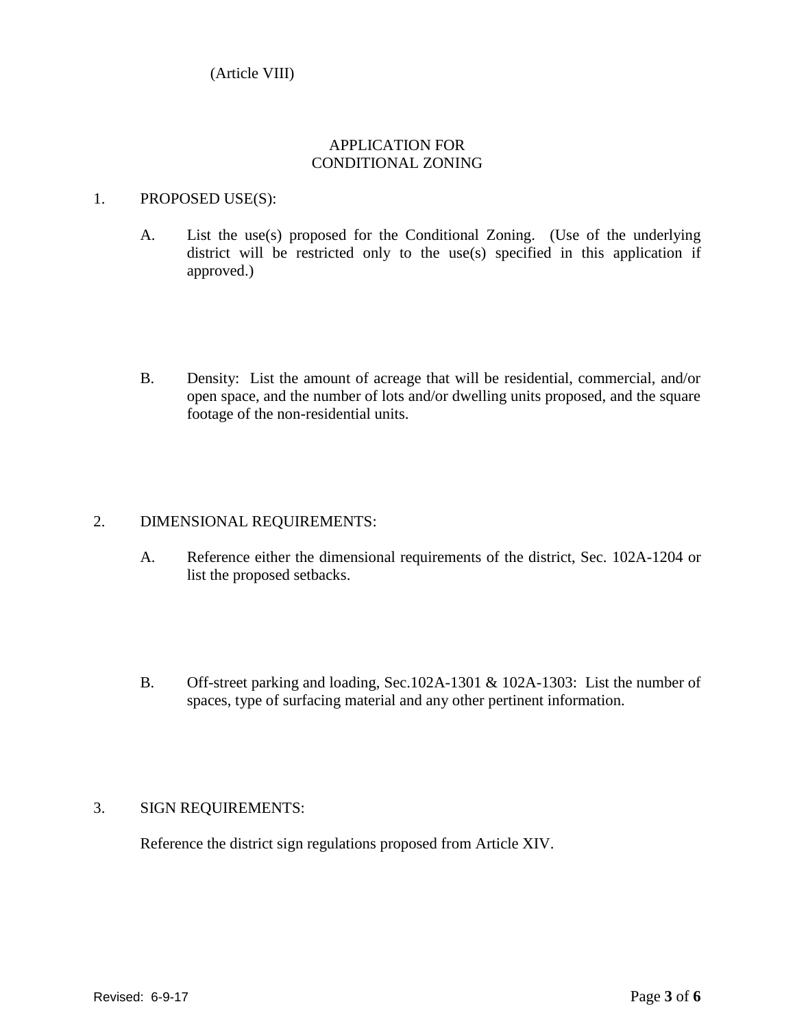(Article VIII)

# APPLICATION FOR CONDITIONAL ZONING

1. PROPOSED USE(S):

   A. List the use(s) proposed for the Conditional Zoning. (Use of the underlying district will be restricted only to the use(s) specified in this application if approved.)

   B. Density: List the amount of acreage that will be residential, commercial, and/or open space, and the number of lots and/or dwelling units proposed, and the square footage of the non-residential units.

2. DIMENSIONAL REQUIREMENTS:

   A. Reference either the dimensional requirements of the district, Sec. 102A-1204 or list the proposed setbacks.

   B. Off-street parking and loading, Sec.102A-1301 & 102A-1303: List the number of spaces, type of surfacing material and any other pertinent information.

3. SIGN REQUIREMENTS:

   Reference the district sign regulations proposed from Article XIV.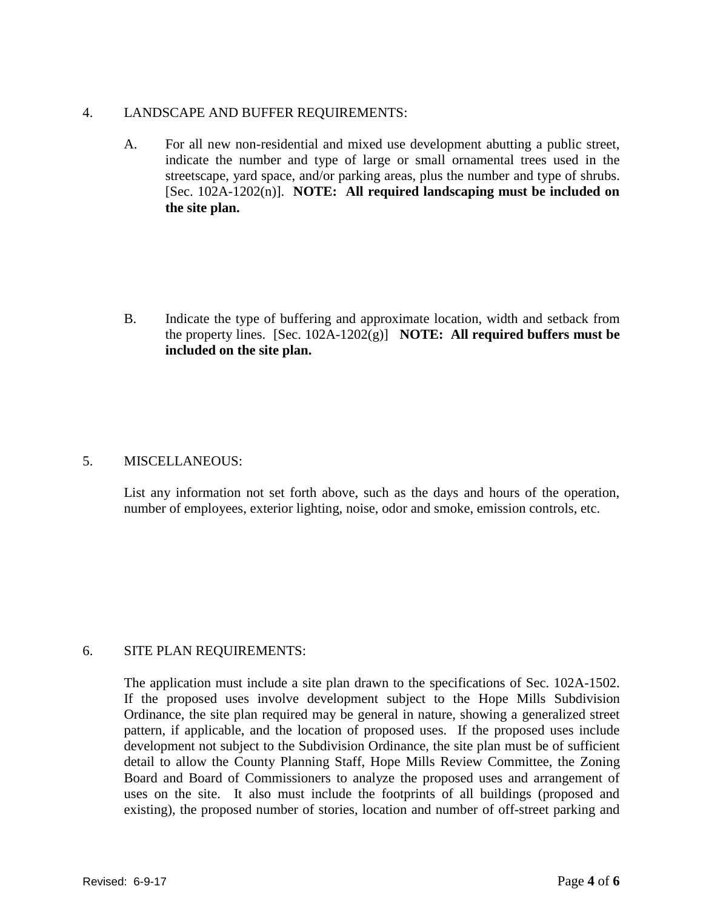4. LANDSCAPE AND BUFFER REQUIREMENTS:

A. For all new non-residential and mixed use development abutting a public street, indicate the number and type of large or small ornamental trees used in the streetscape, yard space, and/or parking areas, plus the number and type of shrubs. [Sec. 102A-1202(n)]. **NOTE: All required landscaping must be included on the site plan.**

B. Indicate the type of buffering and approximate location, width and setback from the property lines. [Sec. 102A-1202(g)] **NOTE: All required buffers must be included on the site plan.**

5. MISCELLANEOUS:

List any information not set forth above, such as the days and hours of the operation, number of employees, exterior lighting, noise, odor and smoke, emission controls, etc.

6. SITE PLAN REQUIREMENTS:

The application must include a site plan drawn to the specifications of Sec. 102A-1502. If the proposed uses involve development subject to the Hope Mills Subdivision Ordinance, the site plan required may be general in nature, showing a generalized street pattern, if applicable, and the location of proposed uses. If the proposed uses include development not subject to the Subdivision Ordinance, the site plan must be of sufficient detail to allow the County Planning Staff, Hope Mills Review Committee, the Zoning Board and Board of Commissioners to analyze the proposed uses and arrangement of uses on the site. It also must include the footprints of all buildings (proposed and existing), the proposed number of stories, location and number of off-street parking and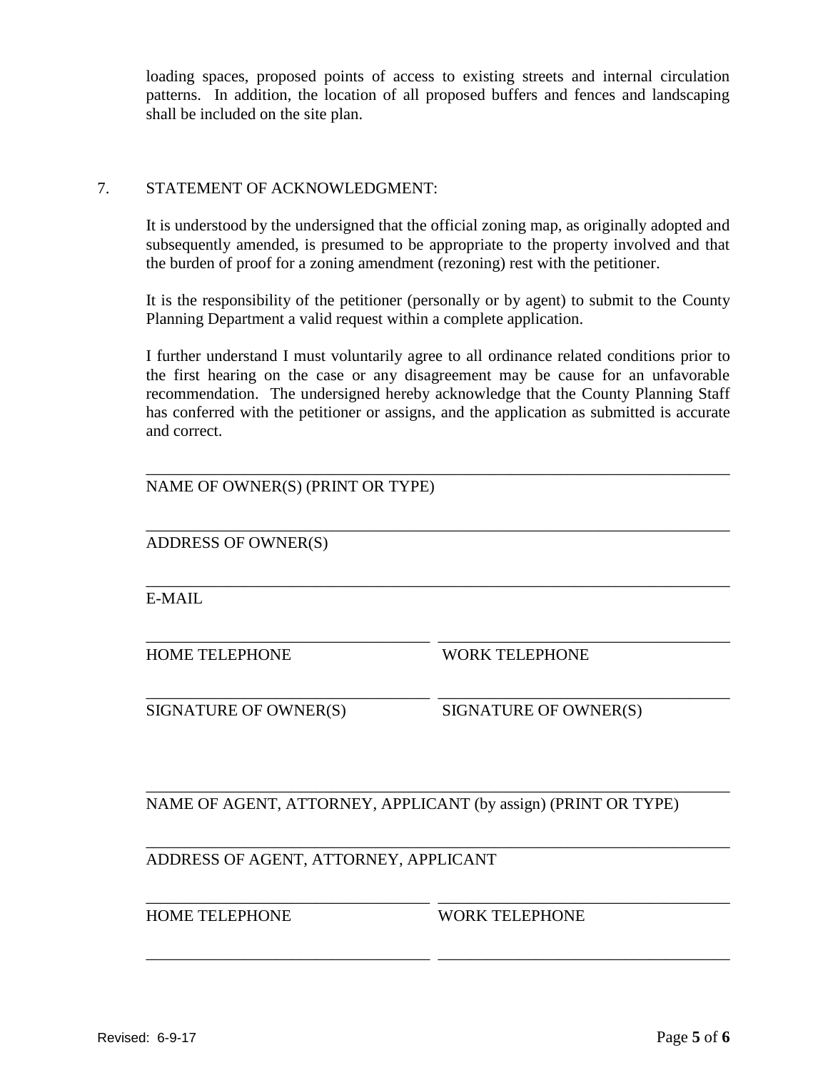loading spaces, proposed points of access to existing streets and internal circulation patterns. In addition, the location of all proposed buffers and fences and landscaping shall be included on the site plan.

7. STATEMENT OF ACKNOWLEDGMENT:

It is understood by the undersigned that the official zoning map, as originally adopted and subsequently amended, is presumed to be appropriate to the property involved and that the burden of proof for a zoning amendment (rezoning) rest with the petitioner.

It is the responsibility of the petitioner (personally or by agent) to submit to the County Planning Department a valid request within a complete application.

I further understand I must voluntarily agree to all ordinance related conditions prior to the first hearing on the case or any disagreement may be cause for an unfavorable recommendation. The undersigned hereby acknowledge that the County Planning Staff has conferred with the petitioner or assigns, and the application as submitted is accurate and correct.

______________________________________________________________________

NAME OF OWNER(S) (PRINT OR TYPE)

______________________________________________________________________

ADDRESS OF OWNER(S)

______________________________________________________________________

E-MAIL

________________________________ ________________________________

HOME TELEPHONE WORK TELEPHONE

________________________________ ________________________________

SIGNATURE OF OWNER(S) SIGNATURE OF OWNER(S)

______________________________________________________________________

NAME OF AGENT, ATTORNEY, APPLICANT (by assign) (PRINT OR TYPE)

______________________________________________________________________

ADDRESS OF AGENT, ATTORNEY, APPLICANT

________________________________ ________________________________

HOME TELEPHONE WORK TELEPHONE

________________________________ ________________________________

Revised: 6-9-17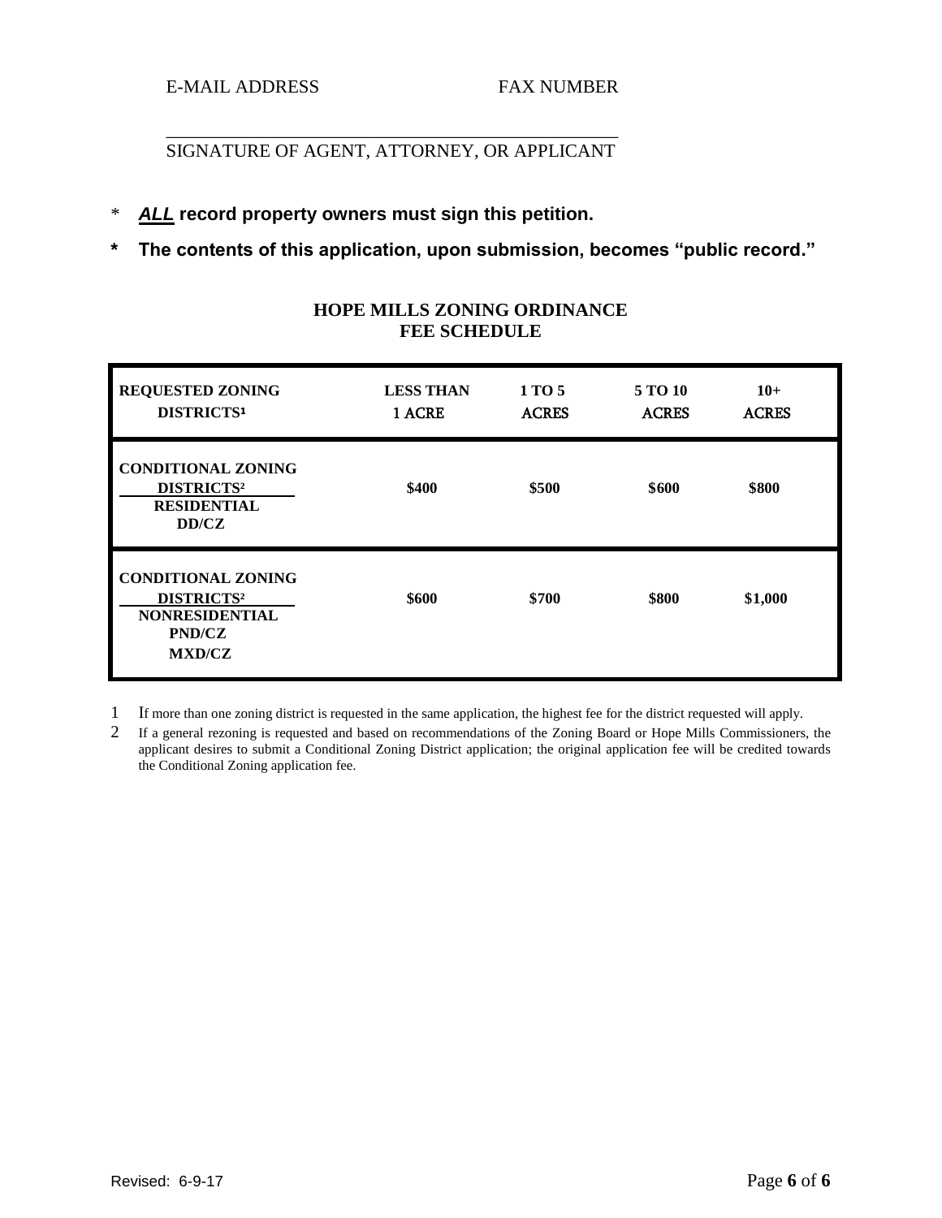E-MAIL ADDRESS FAX NUMBER

_______________________________________________
SIGNATURE OF AGENT, ATTORNEY, OR APPLICANT

\* ***ALL*** **record property owners must sign this petition.**

**\* The contents of this application, upon submission, becomes "public record."**

## HOPE MILLS ZONING ORDINANCE FEE SCHEDULE

| REQUESTED ZONING DISTRICTS[1] | LESS THAN 1 ACRE | 1 TO 5 ACRES | 5 TO 10 ACRES | 10+ ACRES |
|---|---|---|---|---|
| **CONDITIONAL ZONING DISTRICTS[2]** RESIDENTIAL DD/CZ | **$400** | **$500** | **$600** | **$800** |
| **CONDITIONAL ZONING DISTRICTS[2]** NONRESIDENTIAL PND/CZ MXD/CZ | **$600** | **$700** | **$800** | **$1,000** |

1 If more than one zoning district is requested in the same application, the highest fee for the district requested will apply.

2 If a general rezoning is requested and based on recommendations of the Zoning Board or Hope Mills Commissioners, the applicant desires to submit a Conditional Zoning District application; the original application fee will be credited towards the Conditional Zoning application fee.

Revised: 6-9-17